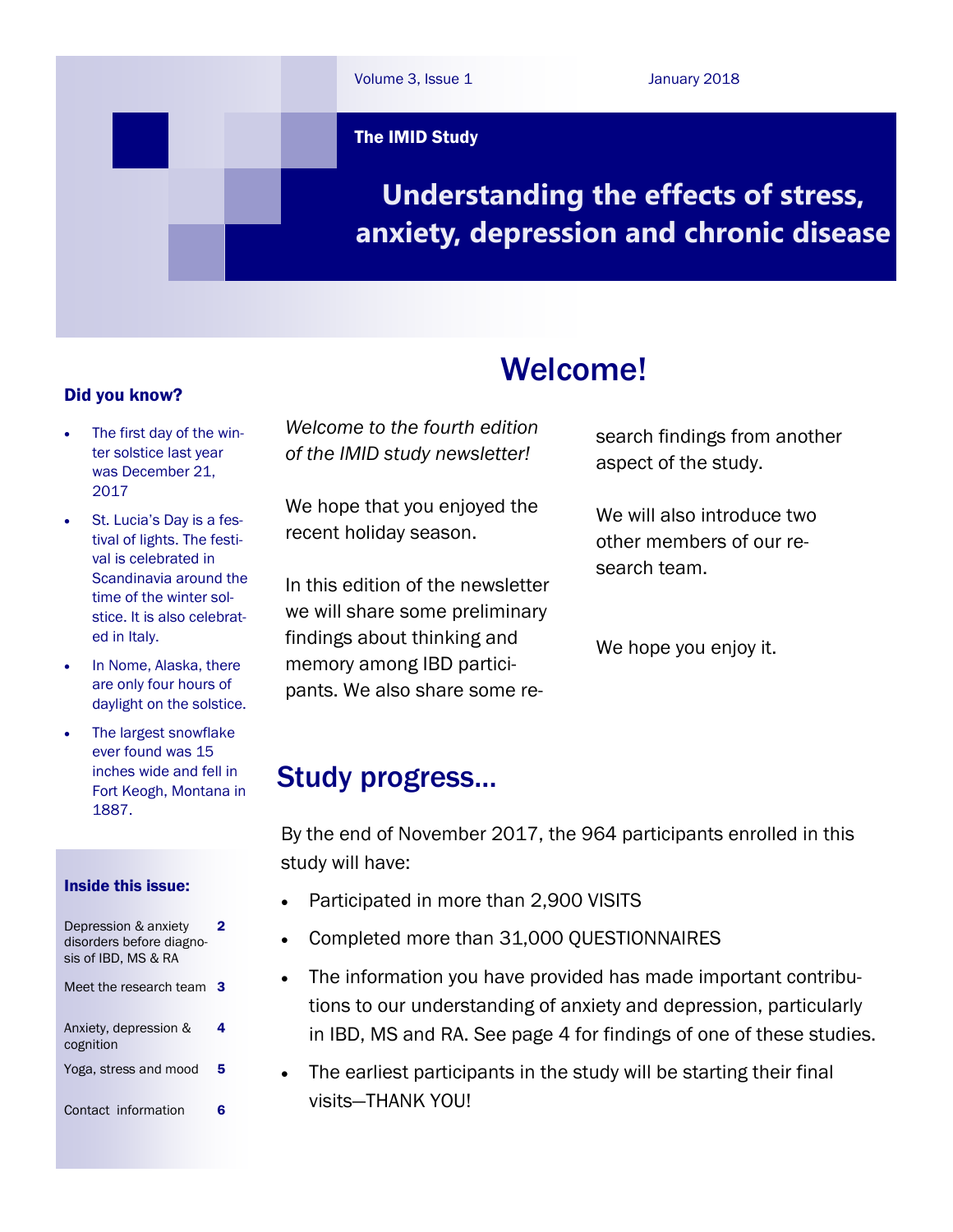# The IMID Study

## Understanding the effects of stress, anxiety, depression and chronic disease

## Welcome!

*Welcome to the fourth edition of the IMID study newsletter!*

We hope that you enjoyed the recent holiday season.

In this edition of the newsletter we will share some preliminary findings about thinking and memory among IBD participants. We also share some research findings from another aspect of the study.

We will also introduce two other members of our research team.

We hope you enjoy it.

### Did you know?

- The first day of the winter solstice last year was December 21, 2017
- St. Lucia's Day is a festival of lights. The festival is celebrated in Scandinavia around the time of the winter solstice. It is also celebrated in Italy.
- In Nome, Alaska, there are only four hours of daylight on the solstice.
- The largest snowflake ever found was 15 inches wide and fell in Fort Keogh, Montana in 1887.

### Inside this issue:

| | |
|---|---|
| Depression & anxiety disorders before diagnosis of IBD, MS & RA | 2 |
| Meet the research team | 3 |
| Anxiety, depression & cognition | 4 |
| Yoga, stress and mood | 5 |
| Contact information | 6 |

## Study progress...

By the end of November 2017, the 964 participants enrolled in this study will have:

- Participated in more than 2,900 VISITS
- Completed more than 31,000 QUESTIONNAIRES
- The information you have provided has made important contributions to our understanding of anxiety and depression, particularly in IBD, MS and RA. See page 4 for findings of one of these studies.
- The earliest participants in the study will be starting their final visits—THANK YOU!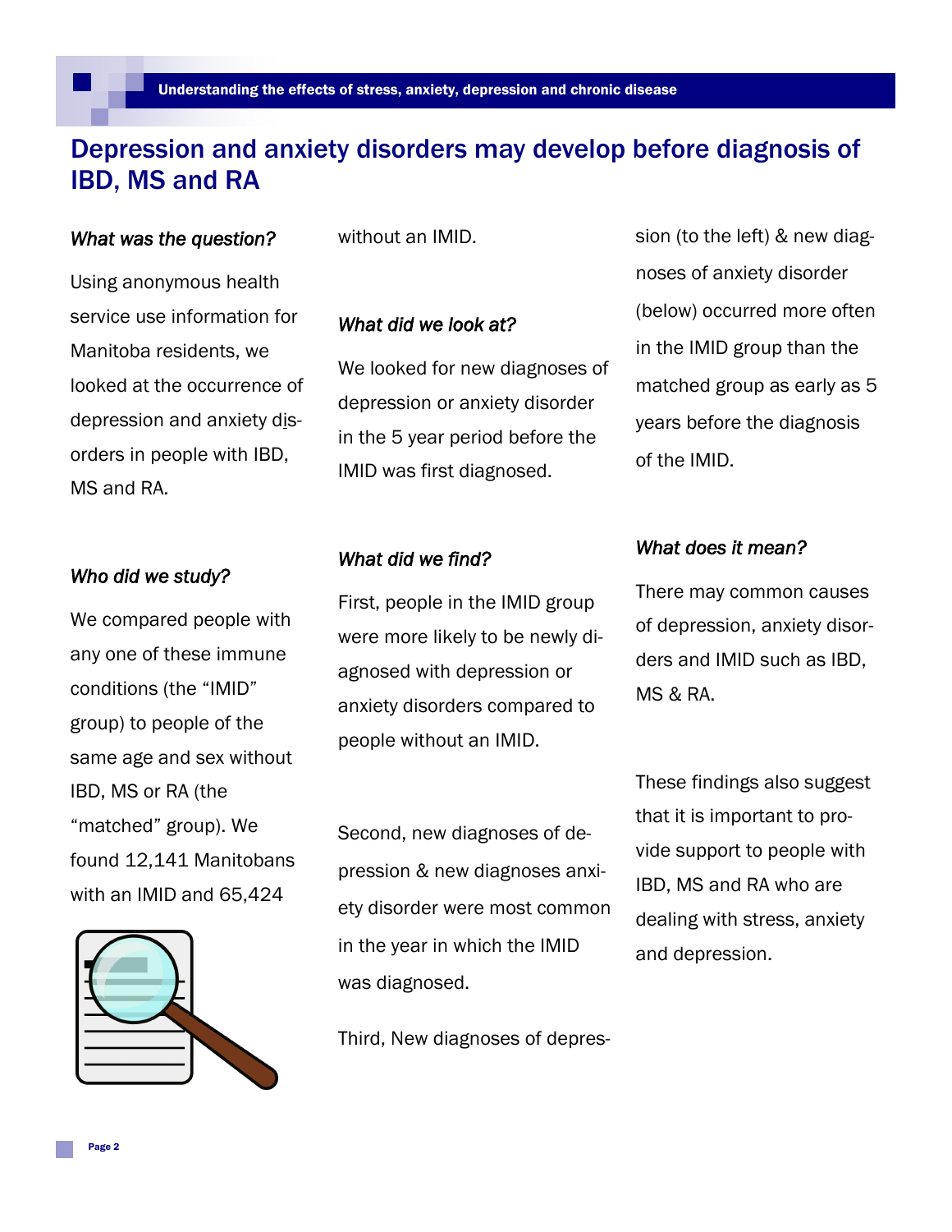# Depression and anxiety disorders may develop before diagnosis of IBD, MS and RA

### *What was the question?*

Using anonymous health service use information for Manitoba residents, we looked at the occurrence of depression and anxiety disorders in people with IBD, MS and RA.

### *Who did we study?*

We compared people with any one of these immune conditions (the "IMID" group) to people of the same age and sex without IBD, MS or RA (the "matched" group). We found 12,141 Manitobans with an IMID and 65,424 without an IMID.

### *What did we look at?*

We looked for new diagnoses of depression or anxiety disorder in the 5 year period before the IMID was first diagnosed.

### *What did we find?*

First, people in the IMID group were more likely to be newly diagnosed with depression or anxiety disorders compared to people without an IMID.

Second, new diagnoses of depression & new diagnoses anxiety disorder were most common in the year in which the IMID was diagnosed.

Third, New diagnoses of depression (to the left) & new diagnoses of anxiety disorder (below) occurred more often in the IMID group than the matched group as early as 5 years before the diagnosis of the IMID.

### *What does it mean?*

There may common causes of depression, anxiety disorders and IMID such as IBD, MS & RA.

These findings also suggest that it is important to provide support to people with IBD, MS and RA who are dealing with stress, anxiety and depression.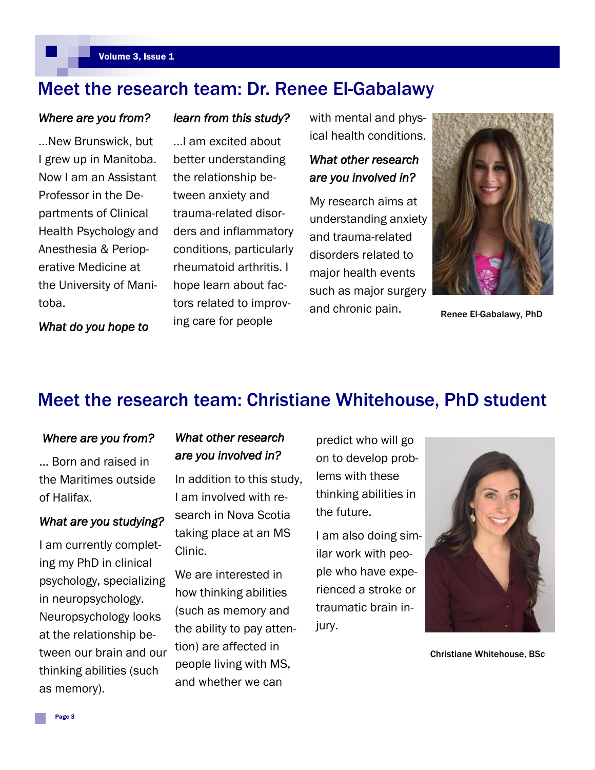## Meet the research team: Dr. Renee El-Gabalawy

*Where are you from?*

...New Brunswick, but I grew up in Manitoba. Now I am an Assistant Professor in the Departments of Clinical Health Psychology and Anesthesia & Perioperative Medicine at the University of Manitoba.

*What do you hope to learn from this study?*

...I am excited about better understanding the relationship between anxiety and trauma-related disorders and inflammatory conditions, particularly rheumatoid arthritis. I hope learn about factors related to improving care for people with mental and physical health conditions.

*What other research are you involved in?*

My research aims at understanding anxiety and trauma-related disorders related to major health events such as major surgery and chronic pain.

Renee El-Gabalawy, PhD

## Meet the research team: Christiane Whitehouse, PhD student

*Where are you from?*

... Born and raised in the Maritimes outside of Halifax.

*What are you studying?*

I am currently completing my PhD in clinical psychology, specializing in neuropsychology. Neuropsychology looks at the relationship between our brain and our thinking abilities (such as memory).

*What other research are you involved in?*

In addition to this study, I am involved with research in Nova Scotia taking place at an MS Clinic.

We are interested in how thinking abilities (such as memory and the ability to pay attention) are affected in people living with MS, and whether we can predict who will go on to develop problems with these thinking abilities in the future.

I am also doing similar work with people who have experienced a stroke or traumatic brain injury.

Christiane Whitehouse, BSc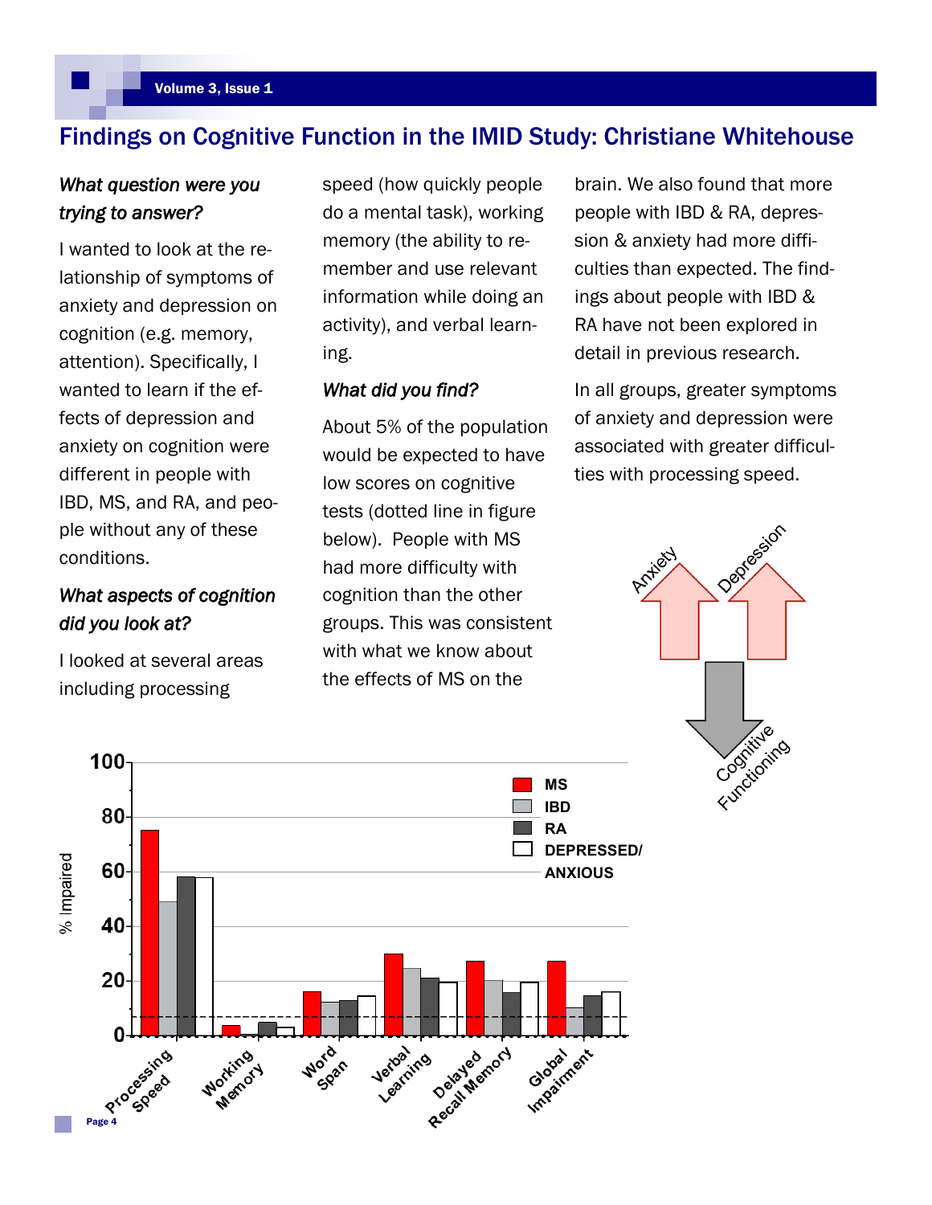## Findings on Cognitive Function in the IMID Study: Christiane Whitehouse

*What question were you trying to answer?*

I wanted to look at the relationship of symptoms of anxiety and depression on cognition (e.g. memory, attention). Specifically, I wanted to learn if the effects of depression and anxiety on cognition were different in people with IBD, MS, and RA, and people without any of these conditions.

*What aspects of cognition did you look at?*

I looked at several areas including processing speed (how quickly people do a mental task), working memory (the ability to remember and use relevant information while doing an activity), and verbal learning.

*What did you find?*

About 5% of the population would be expected to have low scores on cognitive tests (dotted line in figure below). People with MS had more difficulty with cognition than the other groups. This was consistent with what we know about the effects of MS on the brain. We also found that more people with IBD & RA, depression & anxiety had more difficulties than expected. The findings about people with IBD & RA have not been explored in detail in previous research.

In all groups, greater symptoms of anxiety and depression were associated with greater difficulties with processing speed.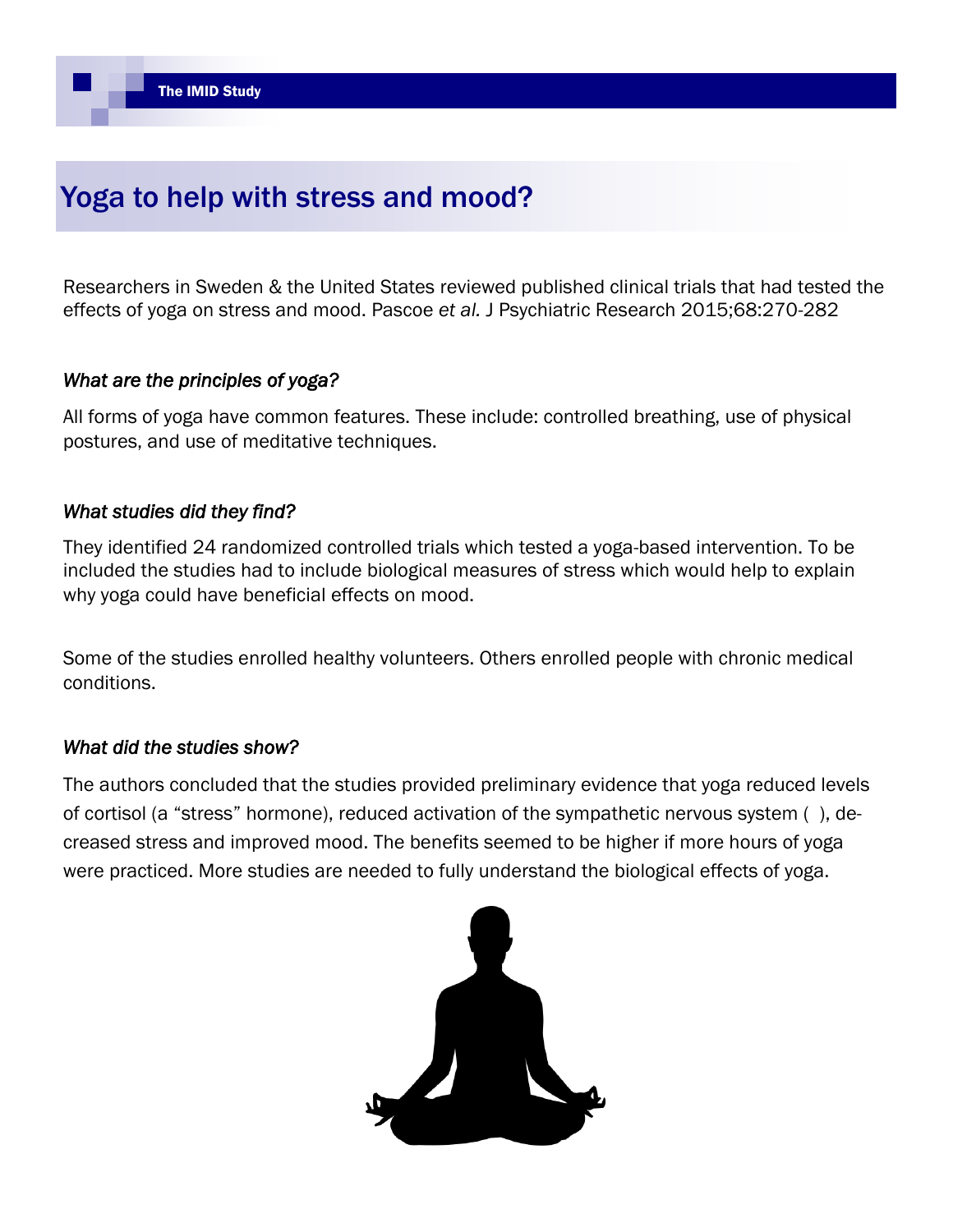# Yoga to help with stress and mood?

Researchers in Sweden & the United States reviewed published clinical trials that had tested the effects of yoga on stress and mood. Pascoe *et al.* J Psychiatric Research 2015;68:270-282

### *What are the principles of yoga?*

All forms of yoga have common features. These include: controlled breathing, use of physical postures, and use of meditative techniques.

### *What studies did they find?*

They identified 24 randomized controlled trials which tested a yoga-based intervention. To be included the studies had to include biological measures of stress which would help to explain why yoga could have beneficial effects on mood.

Some of the studies enrolled healthy volunteers. Others enrolled people with chronic medical conditions.

### *What did the studies show?*

The authors concluded that the studies provided preliminary evidence that yoga reduced levels of cortisol (a "stress" hormone), reduced activation of the sympathetic nervous system ( ), decreased stress and improved mood. The benefits seemed to be higher if more hours of yoga were practiced. More studies are needed to fully understand the biological effects of yoga.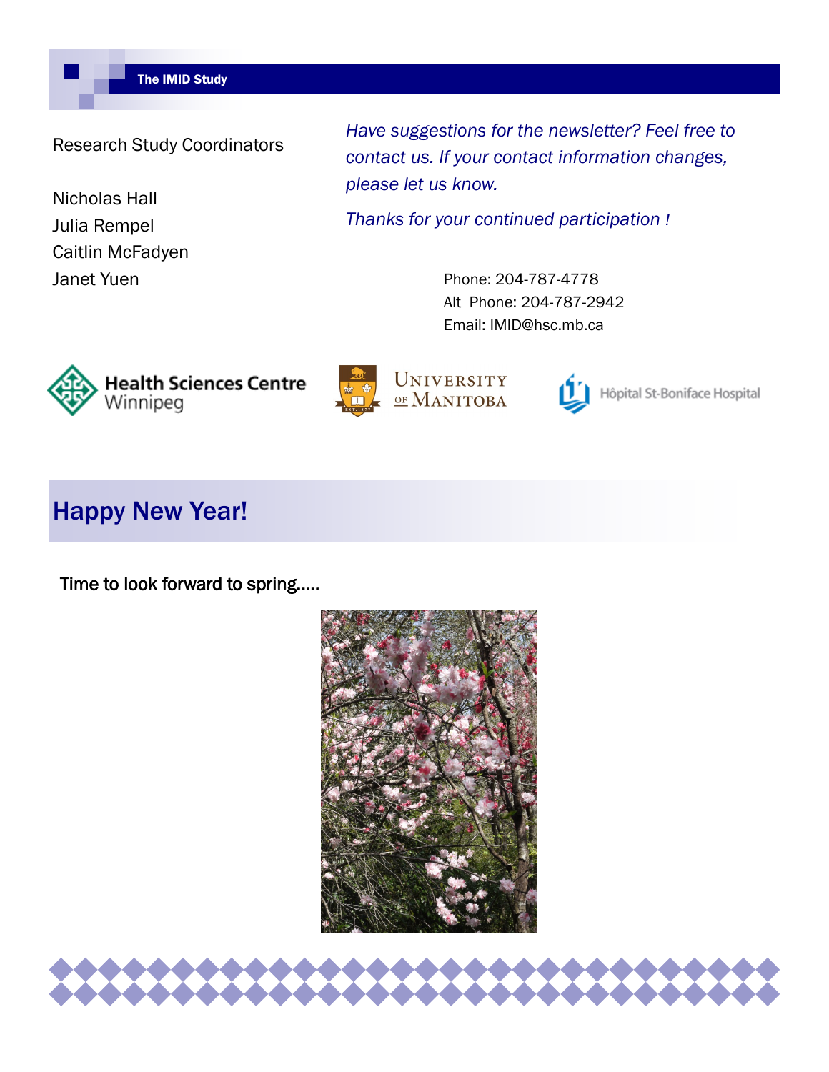The IMID Study

Research Study Coordinators

Nicholas Hall
Julia Rempel
Caitlin McFadyen
Janet Yuen

*Have suggestions for the newsletter? Feel free to contact us. If your contact information changes, please let us know.*

*Thanks for your continued participation !*

Phone: 204-787-4778
Alt Phone: 204-787-2942
Email: IMID@hsc.mb.ca

Health Sciences Centre Winnipeg

University of Manitoba

Hôpital St-Boniface Hospital

## Happy New Year!

Time to look forward to spring.....